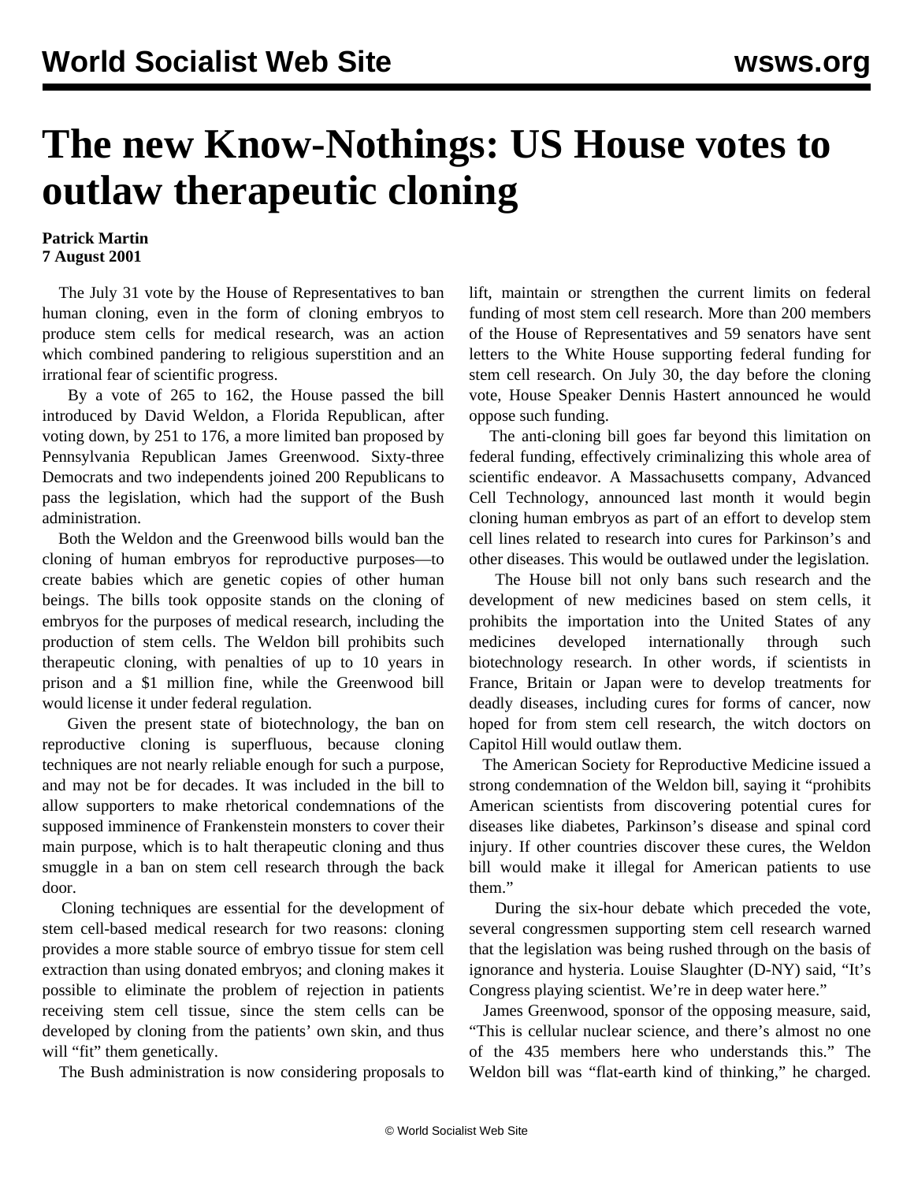# The new Know-Nothings: US House votes to outlaw therapeutic cloning

**Patrick Martin**
**7 August 2001**

The July 31 vote by the House of Representatives to ban human cloning, even in the form of cloning embryos to produce stem cells for medical research, was an action which combined pandering to religious superstition and an irrational fear of scientific progress.

By a vote of 265 to 162, the House passed the bill introduced by David Weldon, a Florida Republican, after voting down, by 251 to 176, a more limited ban proposed by Pennsylvania Republican James Greenwood. Sixty-three Democrats and two independents joined 200 Republicans to pass the legislation, which had the support of the Bush administration.

Both the Weldon and the Greenwood bills would ban the cloning of human embryos for reproductive purposes—to create babies which are genetic copies of other human beings. The bills took opposite stands on the cloning of embryos for the purposes of medical research, including the production of stem cells. The Weldon bill prohibits such therapeutic cloning, with penalties of up to 10 years in prison and a $1 million fine, while the Greenwood bill would license it under federal regulation.

Given the present state of biotechnology, the ban on reproductive cloning is superfluous, because cloning techniques are not nearly reliable enough for such a purpose, and may not be for decades. It was included in the bill to allow supporters to make rhetorical condemnations of the supposed imminence of Frankenstein monsters to cover their main purpose, which is to halt therapeutic cloning and thus smuggle in a ban on stem cell research through the back door.

Cloning techniques are essential for the development of stem cell-based medical research for two reasons: cloning provides a more stable source of embryo tissue for stem cell extraction than using donated embryos; and cloning makes it possible to eliminate the problem of rejection in patients receiving stem cell tissue, since the stem cells can be developed by cloning from the patients' own skin, and thus will "fit" them genetically.

The Bush administration is now considering proposals to lift, maintain or strengthen the current limits on federal funding of most stem cell research. More than 200 members of the House of Representatives and 59 senators have sent letters to the White House supporting federal funding for stem cell research. On July 30, the day before the cloning vote, House Speaker Dennis Hastert announced he would oppose such funding.

The anti-cloning bill goes far beyond this limitation on federal funding, effectively criminalizing this whole area of scientific endeavor. A Massachusetts company, Advanced Cell Technology, announced last month it would begin cloning human embryos as part of an effort to develop stem cell lines related to research into cures for Parkinson's and other diseases. This would be outlawed under the legislation.

The House bill not only bans such research and the development of new medicines based on stem cells, it prohibits the importation into the United States of any medicines developed internationally through such biotechnology research. In other words, if scientists in France, Britain or Japan were to develop treatments for deadly diseases, including cures for forms of cancer, now hoped for from stem cell research, the witch doctors on Capitol Hill would outlaw them.

The American Society for Reproductive Medicine issued a strong condemnation of the Weldon bill, saying it "prohibits American scientists from discovering potential cures for diseases like diabetes, Parkinson's disease and spinal cord injury. If other countries discover these cures, the Weldon bill would make it illegal for American patients to use them."

During the six-hour debate which preceded the vote, several congressmen supporting stem cell research warned that the legislation was being rushed through on the basis of ignorance and hysteria. Louise Slaughter (D-NY) said, "It's Congress playing scientist. We're in deep water here."

James Greenwood, sponsor of the opposing measure, said, "This is cellular nuclear science, and there's almost no one of the 435 members here who understands this." The Weldon bill was "flat-earth kind of thinking," he charged.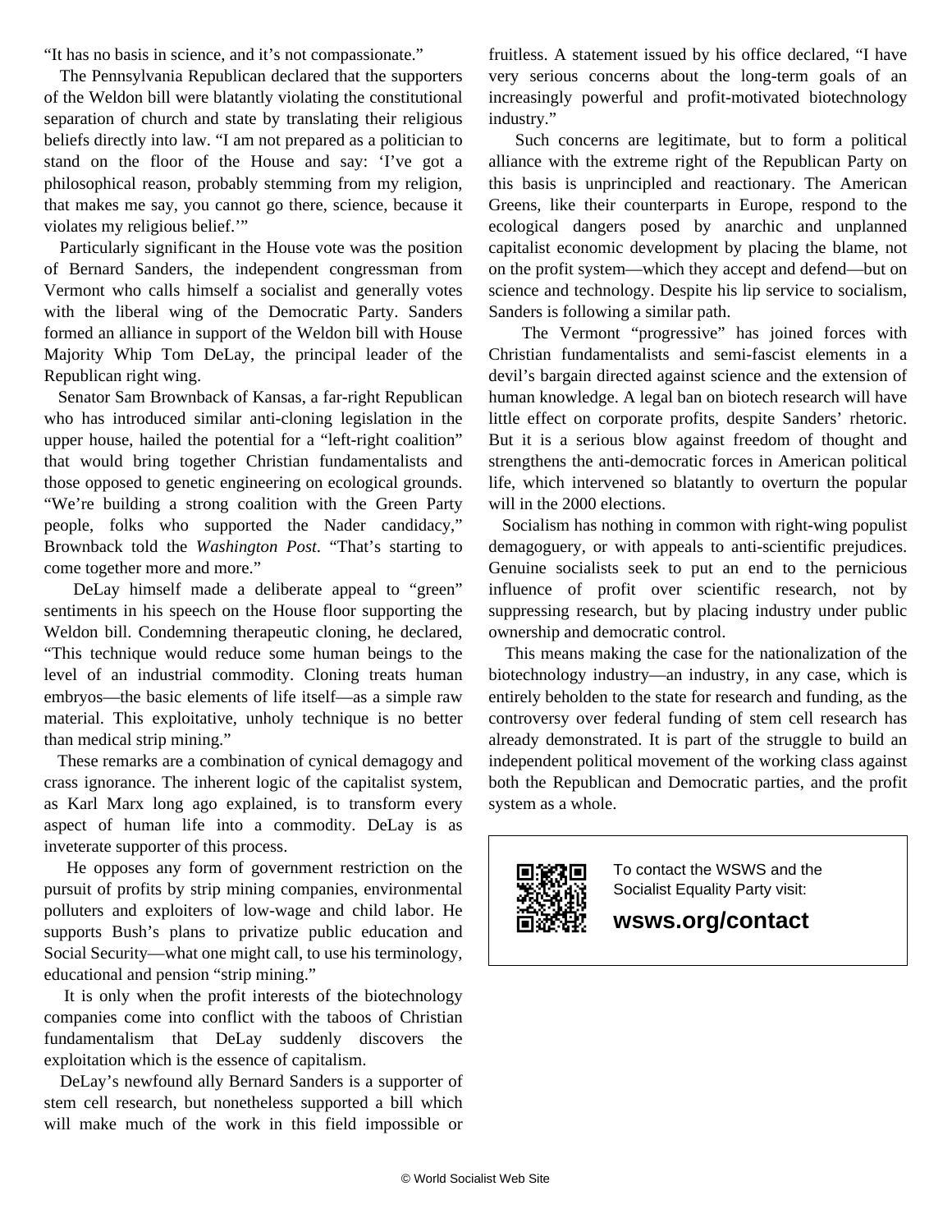"It has no basis in science, and it's not compassionate."

The Pennsylvania Republican declared that the supporters of the Weldon bill were blatantly violating the constitutional separation of church and state by translating their religious beliefs directly into law. "I am not prepared as a politician to stand on the floor of the House and say: 'I've got a philosophical reason, probably stemming from my religion, that makes me say, you cannot go there, science, because it violates my religious belief.'"

Particularly significant in the House vote was the position of Bernard Sanders, the independent congressman from Vermont who calls himself a socialist and generally votes with the liberal wing of the Democratic Party. Sanders formed an alliance in support of the Weldon bill with House Majority Whip Tom DeLay, the principal leader of the Republican right wing.

Senator Sam Brownback of Kansas, a far-right Republican who has introduced similar anti-cloning legislation in the upper house, hailed the potential for a "left-right coalition" that would bring together Christian fundamentalists and those opposed to genetic engineering on ecological grounds. "We're building a strong coalition with the Green Party people, folks who supported the Nader candidacy," Brownback told the *Washington Post*. "That's starting to come together more and more."

DeLay himself made a deliberate appeal to "green" sentiments in his speech on the House floor supporting the Weldon bill. Condemning therapeutic cloning, he declared, "This technique would reduce some human beings to the level of an industrial commodity. Cloning treats human embryos—the basic elements of life itself—as a simple raw material. This exploitative, unholy technique is no better than medical strip mining."

These remarks are a combination of cynical demagogy and crass ignorance. The inherent logic of the capitalist system, as Karl Marx long ago explained, is to transform every aspect of human life into a commodity. DeLay is as inveterate supporter of this process.

He opposes any form of government restriction on the pursuit of profits by strip mining companies, environmental polluters and exploiters of low-wage and child labor. He supports Bush's plans to privatize public education and Social Security—what one might call, to use his terminology, educational and pension "strip mining."

It is only when the profit interests of the biotechnology companies come into conflict with the taboos of Christian fundamentalism that DeLay suddenly discovers the exploitation which is the essence of capitalism.

DeLay's newfound ally Bernard Sanders is a supporter of stem cell research, but nonetheless supported a bill which will make much of the work in this field impossible or fruitless. A statement issued by his office declared, "I have very serious concerns about the long-term goals of an increasingly powerful and profit-motivated biotechnology industry."

Such concerns are legitimate, but to form a political alliance with the extreme right of the Republican Party on this basis is unprincipled and reactionary. The American Greens, like their counterparts in Europe, respond to the ecological dangers posed by anarchic and unplanned capitalist economic development by placing the blame, not on the profit system—which they accept and defend—but on science and technology. Despite his lip service to socialism, Sanders is following a similar path.

The Vermont "progressive" has joined forces with Christian fundamentalists and semi-fascist elements in a devil's bargain directed against science and the extension of human knowledge. A legal ban on biotech research will have little effect on corporate profits, despite Sanders' rhetoric. But it is a serious blow against freedom of thought and strengthens the anti-democratic forces in American political life, which intervened so blatantly to overturn the popular will in the 2000 elections.

Socialism has nothing in common with right-wing populist demagoguery, or with appeals to anti-scientific prejudices. Genuine socialists seek to put an end to the pernicious influence of profit over scientific research, not by suppressing research, but by placing industry under public ownership and democratic control.

This means making the case for the nationalization of the biotechnology industry—an industry, in any case, which is entirely beholden to the state for research and funding, as the controversy over federal funding of stem cell research has already demonstrated. It is part of the struggle to build an independent political movement of the working class against both the Republican and Democratic parties, and the profit system as a whole.

To contact the WSWS and the Socialist Equality Party visit:

**wsws.org/contact**